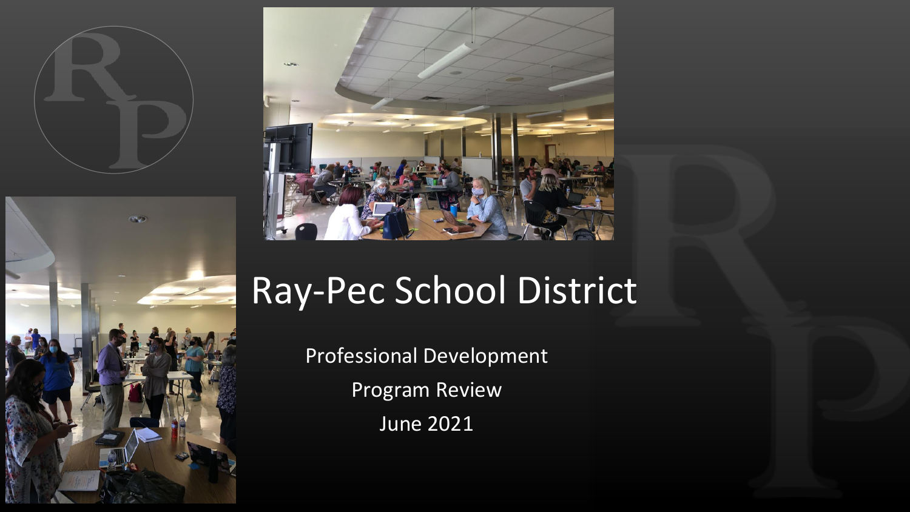# Ray-Pec School District

Professional Development

Program Review

June 2021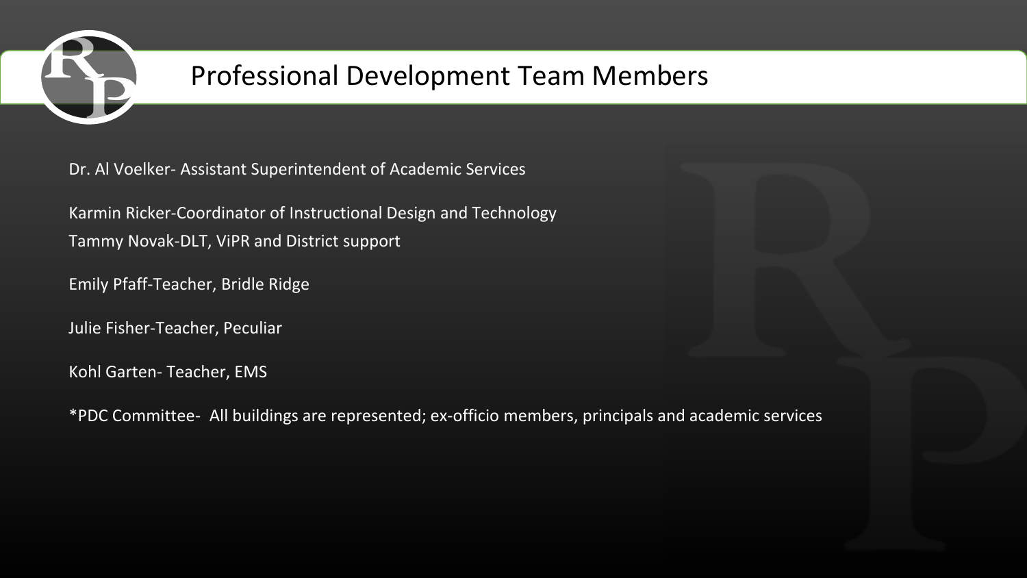# Professional Development Team Members

Dr. Al Voelker- Assistant Superintendent of Academic Services

Karmin Ricker-Coordinator of Instructional Design and Technology
Tammy Novak-DLT, ViPR and District support

Emily Pfaff-Teacher, Bridle Ridge

Julie Fisher-Teacher, Peculiar

Kohl Garten- Teacher, EMS

*PDC Committee- All buildings are represented; ex-officio members, principals and academic services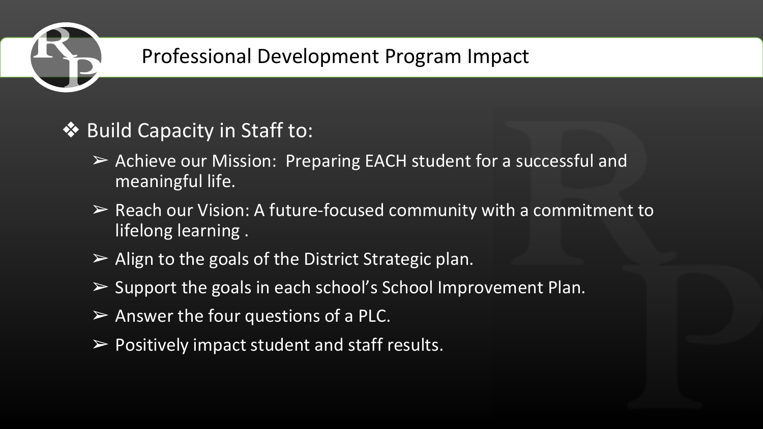# Professional Development Program Impact

- Build Capacity in Staff to:
  - Achieve our Mission: Preparing EACH student for a successful and meaningful life.
  - Reach our Vision: A future-focused community with a commitment to lifelong learning .
  - Align to the goals of the District Strategic plan.
  - Support the goals in each school's School Improvement Plan.
  - Answer the four questions of a PLC.
  - Positively impact student and staff results.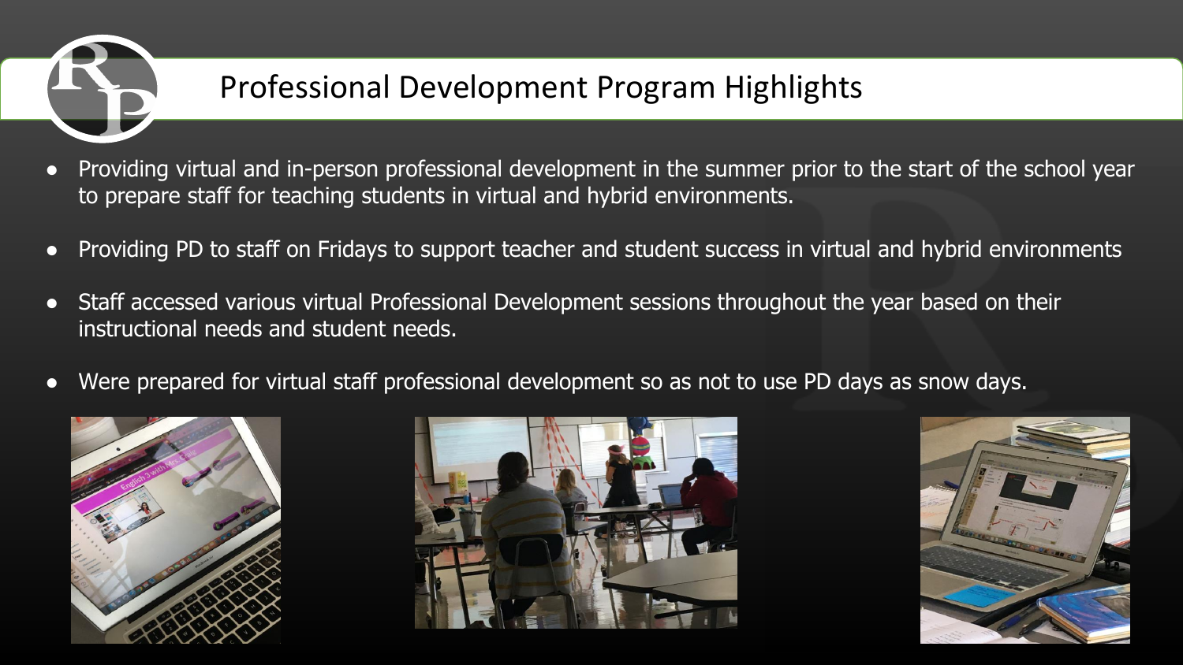# Professional Development Program Highlights

- Providing virtual and in-person professional development in the summer prior to the start of the school year to prepare staff for teaching students in virtual and hybrid environments.
- Providing PD to staff on Fridays to support teacher and student success in virtual and hybrid environments
- Staff accessed various virtual Professional Development sessions throughout the year based on their instructional needs and student needs.
- Were prepared for virtual staff professional development so as not to use PD days as snow days.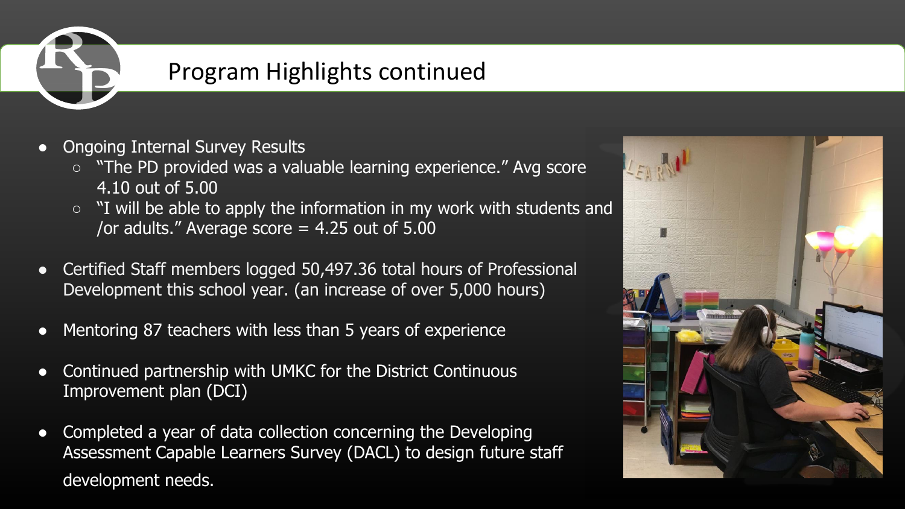# Program Highlights continued

- Ongoing Internal Survey Results
  - "The PD provided was a valuable learning experience." Avg score 4.10 out of 5.00
  - "I will be able to apply the information in my work with students and /or adults." Average score = 4.25 out of 5.00
- Certified Staff members logged 50,497.36 total hours of Professional Development this school year. (an increase of over 5,000 hours)
- Mentoring 87 teachers with less than 5 years of experience
- Continued partnership with UMKC for the District Continuous Improvement plan (DCI)
- Completed a year of data collection concerning the Developing Assessment Capable Learners Survey (DACL) to design future staff development needs.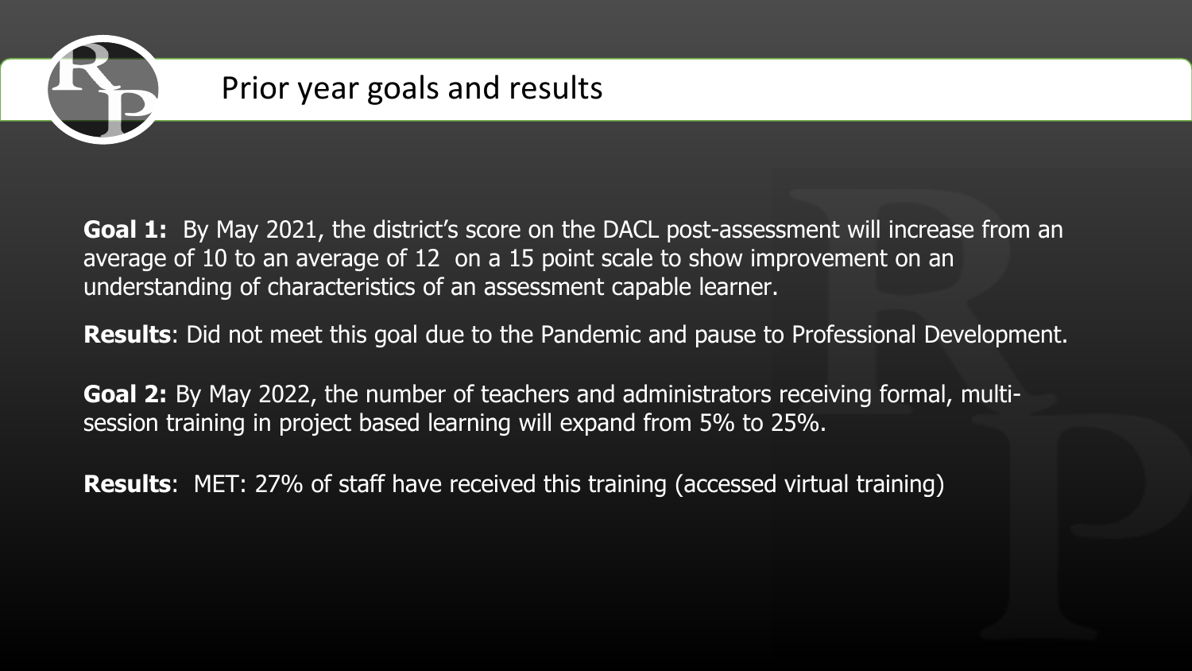# Prior year goals and results

**Goal 1:** By May 2021, the district's score on the DACL post-assessment will increase from an average of 10 to an average of 12 on a 15 point scale to show improvement on an understanding of characteristics of an assessment capable learner.

**Results**: Did not meet this goal due to the Pandemic and pause to Professional Development.

**Goal 2:** By May 2022, the number of teachers and administrators receiving formal, multi-session training in project based learning will expand from 5% to 25%.

**Results**: MET: 27% of staff have received this training (accessed virtual training)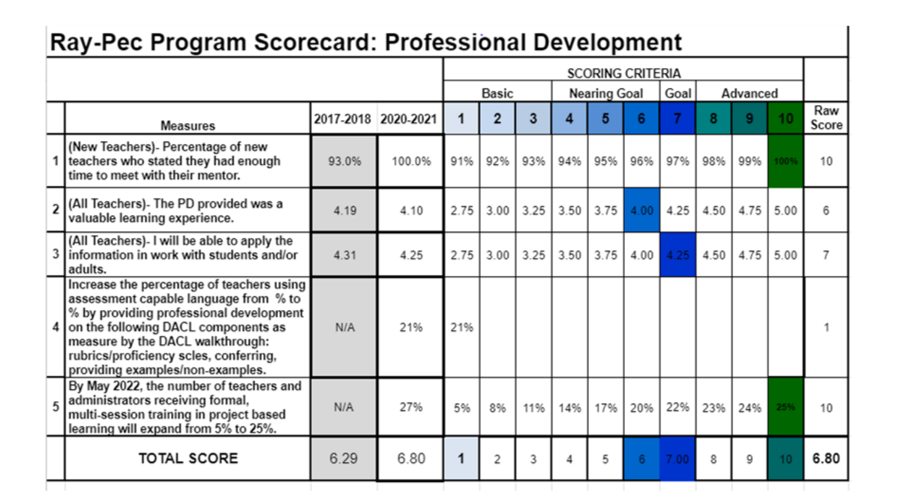# Ray-Pec Program Scorecard: Professional Development

| | | | | SCORING CRITERIA | | | | | | | | | | |
|---|---|---|---|---|---|---|---|---|---|---|---|---|---|---|
| | | | | Basic | | | Nearing Goal | | | Goal | Advanced | | | |
| | Measures | 2017-2018 | 2020-2021 | 1 | 2 | 3 | 4 | 5 | 6 | 7 | 8 | 9 | 10 | Raw Score |
| 1 | (New Teachers)- Percentage of new teachers who stated they had enough time to meet with their mentor. | 93.0% | 100.0% | 91% | 92% | 93% | 94% | 95% | 96% | 97% | 98% | 99% | 100% | 10 |
| 2 | (All Teachers)- The PD provided was a valuable learning experience. | 4.19 | 4.10 | 2.75 | 3.00 | 3.25 | 3.50 | 3.75 | 4.00 | 4.25 | 4.50 | 4.75 | 5.00 | 6 |
| 3 | (All Teachers)- I will be able to apply the information in work with students and/or adults. | 4.31 | 4.25 | 2.75 | 3.00 | 3.25 | 3.50 | 3.75 | 4.00 | 4.25 | 4.50 | 4.75 | 5.00 | 7 |
| 4 | Increase the percentage of teachers using assessment capable language from % to % by providing professional development on the following DACL components as measure by the DACL walkthrough: rubrics/proficiency scles, conferring, providing examples/non-examples. | N/A | 21% | 21% | | | | | | | | | | 1 |
| 5 | By May 2022, the number of teachers and administrators receiving formal, multi-session training in project based learning will expand from 5% to 25%. | N/A | 27% | 5% | 8% | 11% | 14% | 17% | 20% | 22% | 23% | 24% | 25% | 10 |
| | TOTAL SCORE | 6.29 | 6.80 | 1 | 2 | 3 | 4 | 5 | 6 | 7.00 | 8 | 9 | 10 | 6.80 |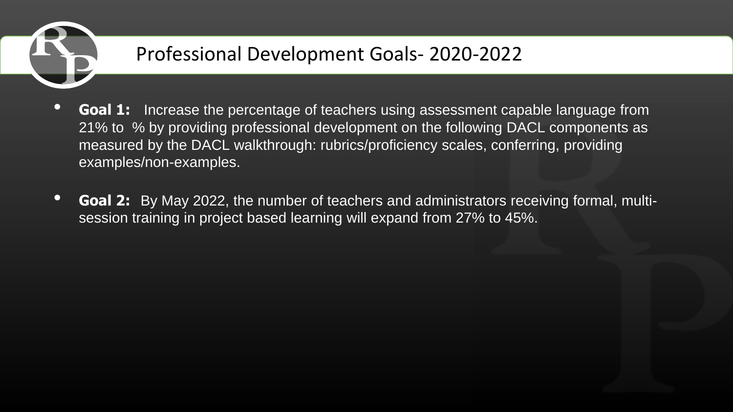# Professional Development Goals- 2020-2022

- **Goal 1:** Increase the percentage of teachers using assessment capable language from 21% to % by providing professional development on the following DACL components as measured by the DACL walkthrough: rubrics/proficiency scales, conferring, providing examples/non-examples.
- **Goal 2:** By May 2022, the number of teachers and administrators receiving formal, multi-session training in project based learning will expand from 27% to 45%.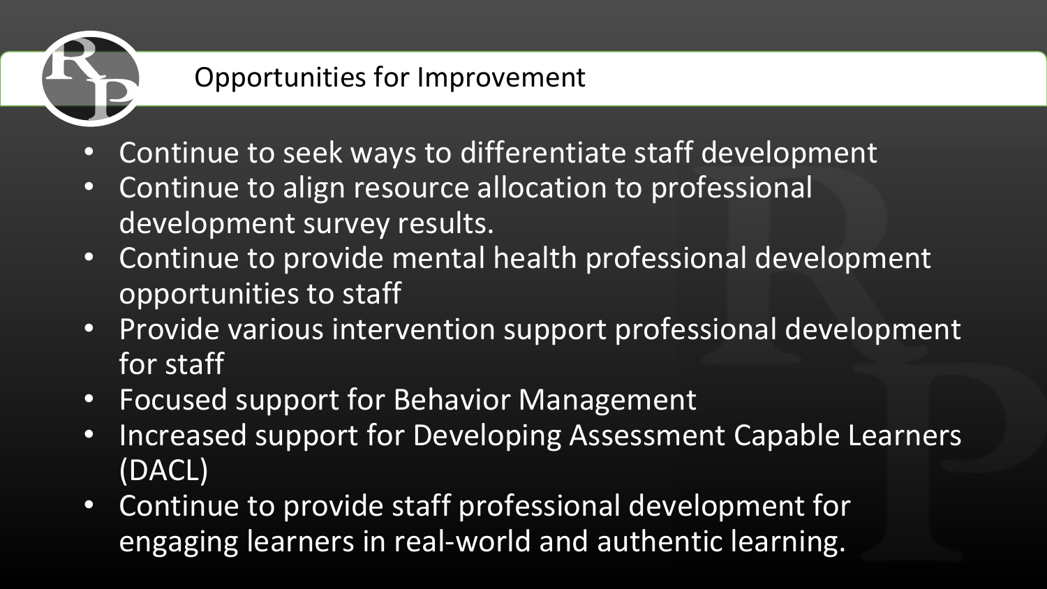## Opportunities for Improvement

- Continue to seek ways to differentiate staff development
- Continue to align resource allocation to professional development survey results.
- Continue to provide mental health professional development opportunities to staff
- Provide various intervention support professional development for staff
- Focused support for Behavior Management
- Increased support for Developing Assessment Capable Learners (DACL)
- Continue to provide staff professional development for engaging learners in real-world and authentic learning.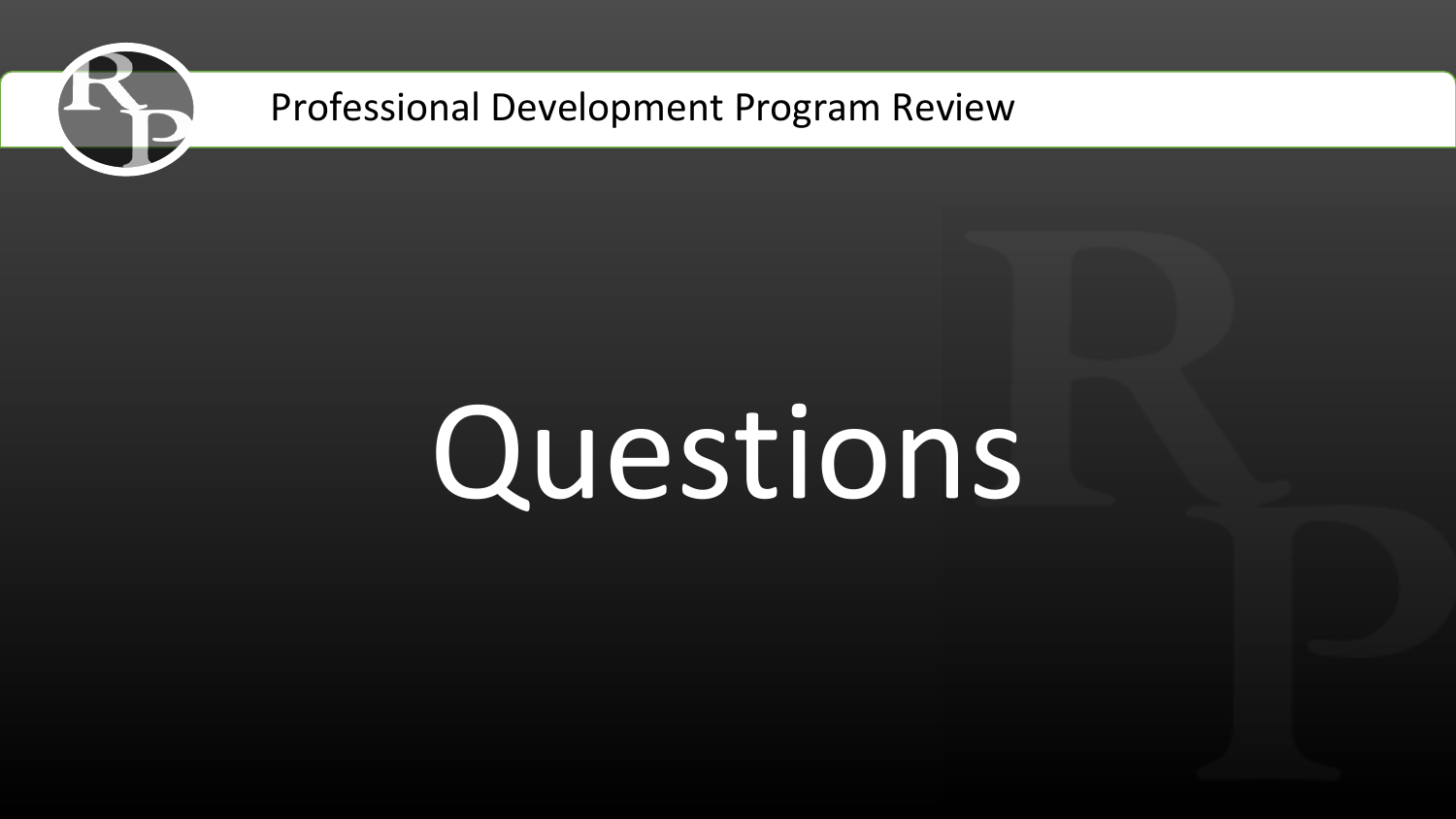# Questions